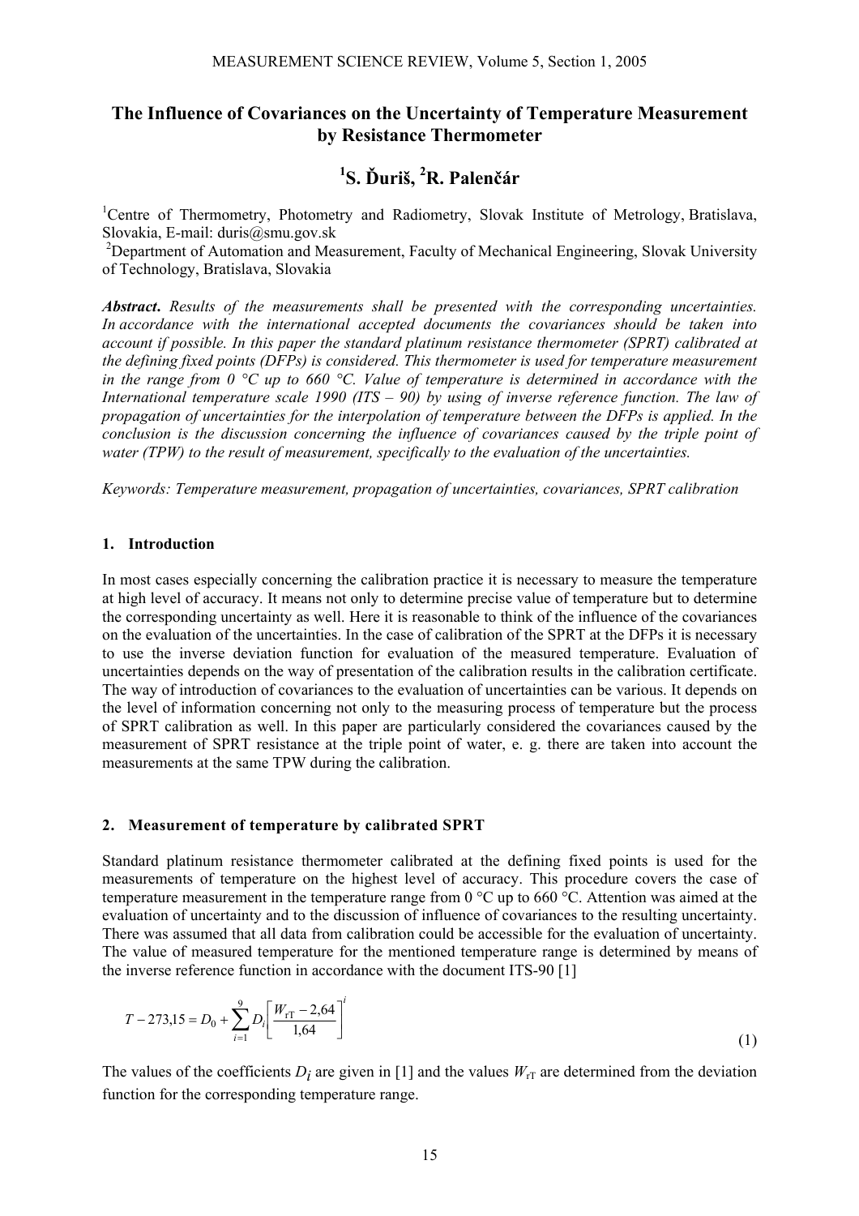# The Influence of Covariances on the Uncertainty of Temperature Measurement by Resistance Thermometer

## [1]S. Ďuriš, [2]R. Palenčár

[1]Centre of Thermometry, Photometry and Radiometry, Slovak Institute of Metrology, Bratislava, Slovakia, E-mail: duris@smu.gov.sk

[2]Department of Automation and Measurement, Faculty of Mechanical Engineering, Slovak University of Technology, Bratislava, Slovakia

***Abstract***. *Results of the measurements shall be presented with the corresponding uncertainties. In accordance with the international accepted documents the covariances should be taken into account if possible. In this paper the standard platinum resistance thermometer (SPRT) calibrated at the defining fixed points (DFPs) is considered. This thermometer is used for temperature measurement in the range from 0 °C up to 660 °C. Value of temperature is determined in accordance with the International temperature scale 1990 (ITS – 90) by using of inverse reference function. The law of propagation of uncertainties for the interpolation of temperature between the DFPs is applied. In the conclusion is the discussion concerning the influence of covariances caused by the triple point of water (TPW) to the result of measurement, specifically to the evaluation of the uncertainties.*

*Keywords: Temperature measurement, propagation of uncertainties, covariances, SPRT calibration*

### 1. Introduction

In most cases especially concerning the calibration practice it is necessary to measure the temperature at high level of accuracy. It means not only to determine precise value of temperature but to determine the corresponding uncertainty as well. Here it is reasonable to think of the influence of the covariances on the evaluation of the uncertainties. In the case of calibration of the SPRT at the DFPs it is necessary to use the inverse deviation function for evaluation of the measured temperature. Evaluation of uncertainties depends on the way of presentation of the calibration results in the calibration certificate. The way of introduction of covariances to the evaluation of uncertainties can be various. It depends on the level of information concerning not only to the measuring process of temperature but the process of SPRT calibration as well. In this paper are particularly considered the covariances caused by the measurement of SPRT resistance at the triple point of water, e. g. there are taken into account the measurements at the same TPW during the calibration.

### 2. Measurement of temperature by calibrated SPRT

Standard platinum resistance thermometer calibrated at the defining fixed points is used for the measurements of temperature on the highest level of accuracy. This procedure covers the case of temperature measurement in the temperature range from 0 °C up to 660 °C. Attention was aimed at the evaluation of uncertainty and to the discussion of influence of covariances to the resulting uncertainty. There was assumed that all data from calibration could be accessible for the evaluation of uncertainty. The value of measured temperature for the mentioned temperature range is determined by means of the inverse reference function in accordance with the document ITS-90 [1]

$$T - 273{,}15 = D_0 + \sum_{i=1}^{9} D_i \left[ \frac{W_{\mathrm{rT}} - 2{,}64}{1{,}64} \right]^i \tag{1}$$

The values of the coefficients $D_i$ are given in [1] and the values $W_{\mathrm{rT}}$ are determined from the deviation function for the corresponding temperature range.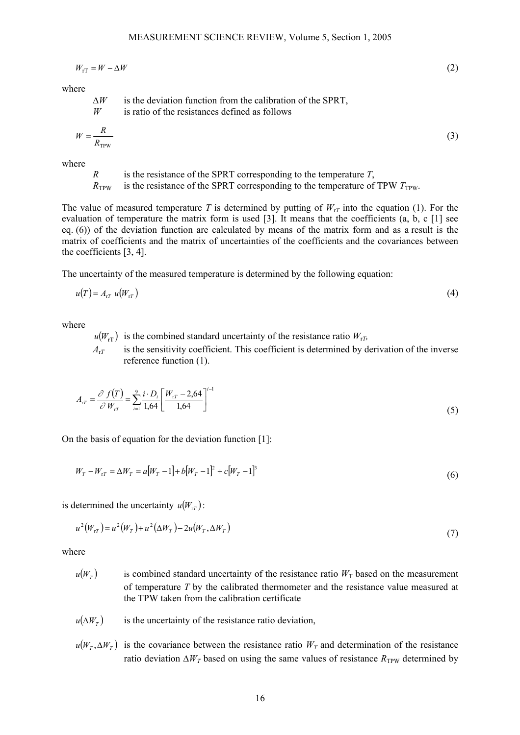$$W_{\mathrm{rT}} = W - \Delta W \tag{2}$$

where

$\Delta W$ is the deviation function from the calibration of the SPRT,
$W$ is ratio of the resistances defined as follows

$$W = \frac{R}{R_{\mathrm{TPW}}} \tag{3}$$

where

$R$ is the resistance of the SPRT corresponding to the temperature $T$,
$R_{\mathrm{TPW}}$ is the resistance of the SPRT corresponding to the temperature of TPW $T_{\mathrm{TPW}}$.

The value of measured temperature $T$ is determined by putting of $W_{\mathrm{r}T}$ into the equation (1). For the evaluation of temperature the matrix form is used [3]. It means that the coefficients (a, b, c [1] see eq. (6)) of the deviation function are calculated by means of the matrix form and as a result is the matrix of coefficients and the matrix of uncertainties of the coefficients and the covariances between the coefficients [3, 4].

The uncertainty of the measured temperature is determined by the following equation:

$$u(T) = A_{\mathrm{r}T}\; u(W_{\mathrm{r}T}) \tag{4}$$

where

$u(W_{\mathrm{rT}})$ is the combined standard uncertainty of the resistance ratio $W_{\mathrm{r}T}$,
$A_{\mathrm{r}T}$ is the sensitivity coefficient. This coefficient is determined by derivation of the inverse reference function (1).

$$A_{\mathrm{r}T} = \frac{\partial f(T)}{\partial W_{\mathrm{r}T}} = \sum_{i=1}^{9} \frac{i \cdot D_i}{1{,}64} \left[ \frac{W_{\mathrm{r}T} - 2{,}64}{1{,}64} \right]^{i-1} \tag{5}$$

On the basis of equation for the deviation function [1]:

$$W_T - W_{\mathrm{r}T} = \Delta W_T = a[W_T - 1] + b[W_T - 1]^2 + c[W_T - 1]^3 \tag{6}$$

is determined the uncertainty $u(W_{\mathrm{r}T})$:

$$u^2(W_{\mathrm{r}T}) = u^2(W_T) + u^2(\Delta W_T) - 2u(W_T, \Delta W_T) \tag{7}$$

where

$u(W_T)$ is combined standard uncertainty of the resistance ratio $W_{\mathrm{T}}$ based on the measurement of temperature $T$ by the calibrated thermometer and the resistance value measured at the TPW taken from the calibration certificate

$u(\Delta W_T)$ is the uncertainty of the resistance ratio deviation,

$u(W_T, \Delta W_T)$ is the covariance between the resistance ratio $W_T$ and determination of the resistance ratio deviation $\Delta W_T$ based on using the same values of resistance $R_{\mathrm{TPW}}$ determined by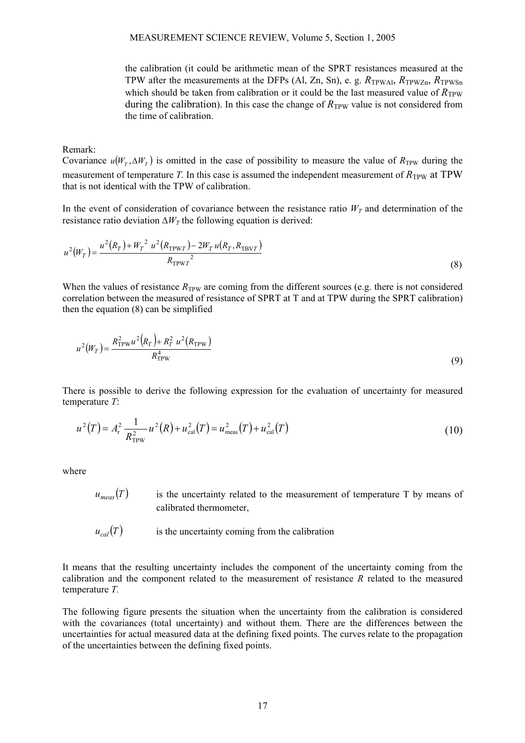the calibration (it could be arithmetic mean of the SPRT resistances measured at the TPW after the measurements at the DFPs (Al, Zn, Sn), e. g. $R_{\mathrm{TPWAl}}$, $R_{\mathrm{TPWZn}}$, $R_{\mathrm{TPWSn}}$ which should be taken from calibration or it could be the last measured value of $R_{\mathrm{TPW}}$ during the calibration). In this case the change of $R_{\mathrm{TPW}}$ value is not considered from the time of calibration.

Remark:
Covariance $u(W_T, \Delta W_T)$ is omitted in the case of possibility to measure the value of $R_{\mathrm{TPW}}$ during the measurement of temperature $T$. In this case is assumed the independent measurement of $R_{\mathrm{TPW}}$ at TPW that is not identical with the TPW of calibration.

In the event of consideration of covariance between the resistance ratio $W_T$ and determination of the resistance ratio deviation $\Delta W_T$ the following equation is derived:

$$u^2(W_T) = \frac{u^2(R_T) + W_T^{\ 2}\ u^2(R_{\mathrm{TPW}T}) - 2W_T\, u(R_T, R_{\mathrm{TBV}T})}{R_{\mathrm{TPW}T}^{\ \ 2}} \tag{8}$$

When the values of resistance $R_{\mathrm{TPW}}$ are coming from the different sources (e.g. there is not considered correlation between the measured of resistance of SPRT at T and at TPW during the SPRT calibration) then the equation (8) can be simplified

$$u^2(W_T) = \frac{R_{\mathrm{TPW}}^2 u^2(R_T) + R_T^2\ u^2(R_{\mathrm{TPW}})}{R_{\mathrm{TPW}}^4} \tag{9}$$

There is possible to derive the following expression for the evaluation of uncertainty for measured temperature $T$:

$$u^2(T) = A_{\mathrm{r}}^2\ \frac{1}{R_{\mathrm{TPW}}^2} u^2(R) + u_{\mathrm{cal}}^2(T) = u_{\mathrm{meas}}^2(T) + u_{\mathrm{cal}}^2(T) \tag{10}$$

where

$u_{meas}(T)$ is the uncertainty related to the measurement of temperature T by means of calibrated thermometer,

$u_{cal}(T)$ is the uncertainty coming from the calibration

It means that the resulting uncertainty includes the component of the uncertainty coming from the calibration and the component related to the measurement of resistance $R$ related to the measured temperature $T$.

The following figure presents the situation when the uncertainty from the calibration is considered with the covariances (total uncertainty) and without them. There are the differences between the uncertainties for actual measured data at the defining fixed points. The curves relate to the propagation of the uncertainties between the defining fixed points.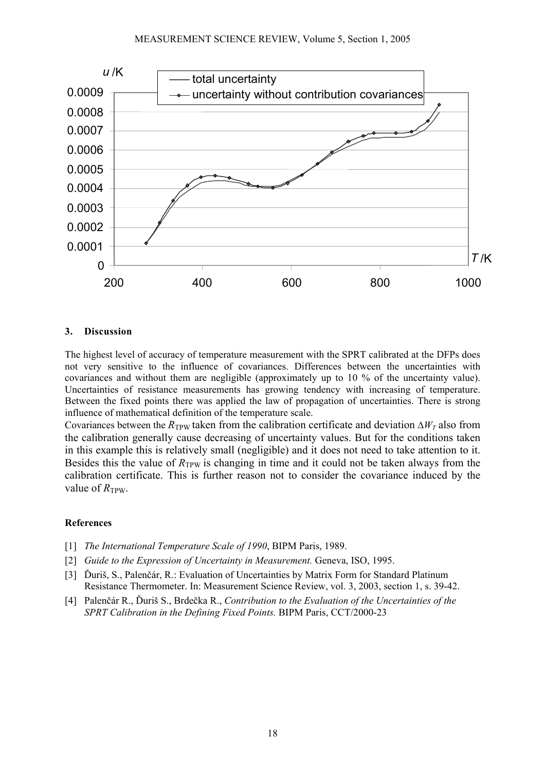u /K

0.0009
0.0008
0.0007
0.0006
0.0005
0.0004
0.0003
0.0002
0.0001
0

200 400 600 800 1000

T /K

total uncertainty

uncertainty without contribution covariances

### 3. Discussion

The highest level of accuracy of temperature measurement with the SPRT calibrated at the DFPs does not very sensitive to the influence of covariances. Differences between the uncertainties with covariances and without them are negligible (approximately up to 10 % of the uncertainty value). Uncertainties of resistance measurements has growing tendency with increasing of temperature. Between the fixed points there was applied the law of propagation of uncertainties. There is strong influence of mathematical definition of the temperature scale.

Covariances between the $R_{\mathrm{TPW}}$ taken from the calibration certificate and deviation $\Delta W_T$ also from the calibration generally cause decreasing of uncertainty values. But for the conditions taken in this example this is relatively small (negligible) and it does not need to take attention to it. Besides this the value of $R_{\mathrm{TPW}}$ is changing in time and it could not be taken always from the calibration certificate. This is further reason not to consider the covariance induced by the value of $R_{\mathrm{TPW}}$.

### References

[1] *The International Temperature Scale of 1990*, BIPM Paris, 1989.

[2] *Guide to the Expression of Uncertainty in Measurement.* Geneva, ISO, 1995.

[3] Ďuriš, S., Palenčár, R.: Evaluation of Uncertainties by Matrix Form for Standard Platinum Resistance Thermometer. In: Measurement Science Review, vol. 3, 2003, section 1, s. 39-42.

[4] Palenčár R., Ďuriš S., Brdečka R., *Contribution to the Evaluation of the Uncertainties of the SPRT Calibration in the Defining Fixed Points.* BIPM Paris, CCT/2000-23